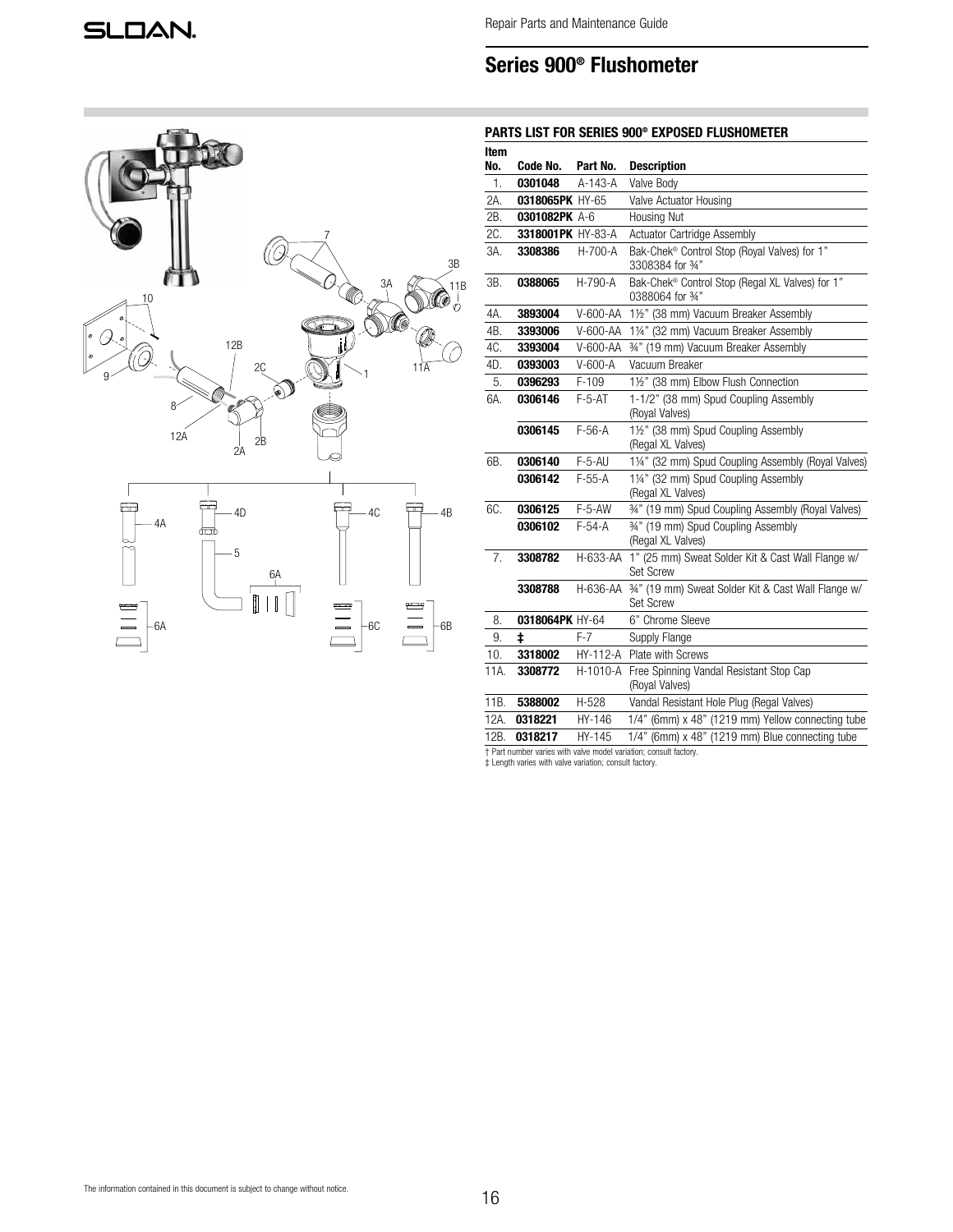Repair Parts and Maintenance Guide

# Series 900® Flushometer

## PARTS LIST FOR SERIES 900® EXPOSED FLUSHOMETER

| Item No. | Code No. | Part No. | Description |
|---|---|---|---|
| 1. | **0301048** | A-143-A | Valve Body |
| 2A. | **0318065PK** | HY-65 | Valve Actuator Housing |
| 2B. | **0301082PK** | A-6 | Housing Nut |
| 2C. | **3318001PK** | HY-83-A | Actuator Cartridge Assembly |
| 3A. | **3308386** | H-700-A | Bak-Chek® Control Stop (Royal Valves) for 1" 3308384 for ¾" |
| 3B. | **0388065** | H-790-A | Bak-Chek® Control Stop (Regal XL Valves) for 1" 0388064 for ¾" |
| 4A. | **3893004** | V-600-AA | 1½" (38 mm) Vacuum Breaker Assembly |
| 4B. | **3393006** | V-600-AA | 1¼" (32 mm) Vacuum Breaker Assembly |
| 4C. | **3393004** | V-600-AA | ¾" (19 mm) Vacuum Breaker Assembly |
| 4D. | **0393003** | V-600-A | Vacuum Breaker |
| 5. | **0396293** | F-109 | 1½" (38 mm) Elbow Flush Connection |
| 6A. | **0306146** | F-5-AT | 1-1/2" (38 mm) Spud Coupling Assembly (Royal Valves) |
| | **0306145** | F-56-A | 1½" (38 mm) Spud Coupling Assembly (Regal XL Valves) |
| 6B. | **0306140** | F-5-AU | 1¼" (32 mm) Spud Coupling Assembly (Royal Valves) |
| | **0306142** | F-55-A | 1¼" (32 mm) Spud Coupling Assembly (Regal XL Valves) |
| 6C. | **0306125** | F-5-AW | ¾" (19 mm) Spud Coupling Assembly (Royal Valves) |
| | **0306102** | F-54-A | ¾" (19 mm) Spud Coupling Assembly (Regal XL Valves) |
| 7. | **3308782** | H-633-AA | 1" (25 mm) Sweat Solder Kit & Cast Wall Flange w/ Set Screw |
| | **3308788** | H-636-AA | ¾" (19 mm) Sweat Solder Kit & Cast Wall Flange w/ Set Screw |
| 8. | **0318064PK** | HY-64 | 6" Chrome Sleeve |
| 9. | **‡** | F-7 | Supply Flange |
| 10. | **3318002** | HY-112-A | Plate with Screws |
| 11A. | **3308772** | H-1010-A | Free Spinning Vandal Resistant Stop Cap (Royal Valves) |
| 11B. | **5388002** | H-528 | Vandal Resistant Hole Plug (Regal Valves) |
| 12A. | **0318221** | HY-146 | 1/4" (6mm) x 48" (1219 mm) Yellow connecting tube |
| 12B. | **0318217** | HY-145 | 1/4" (6mm) x 48" (1219 mm) Blue connecting tube |

† Part number varies with valve model variation; consult factory.
‡ Length varies with valve variation; consult factory.

The information contained in this document is subject to change without notice.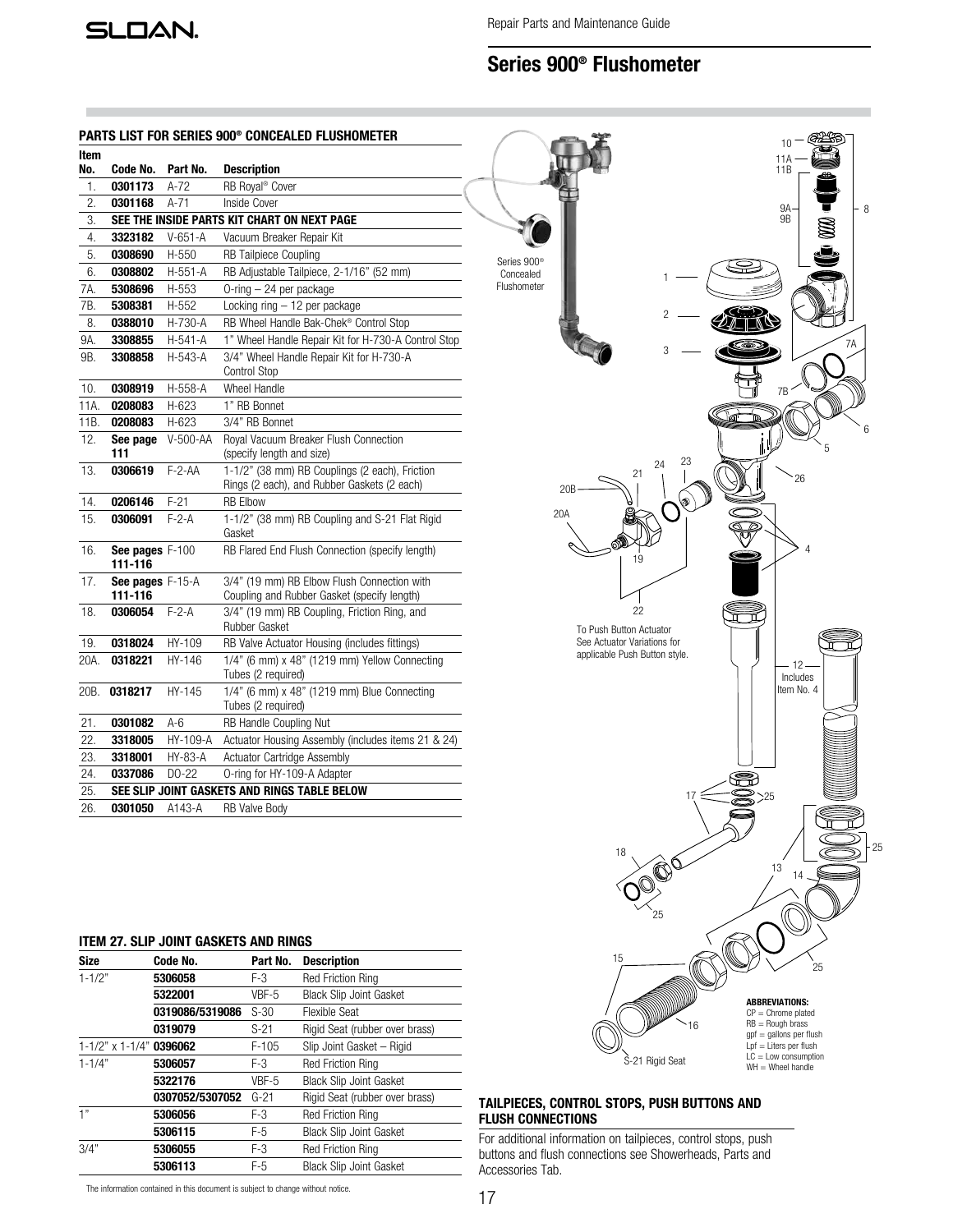# Series 900® Flushometer

Repair Parts and Maintenance Guide

## PARTS LIST FOR SERIES 900® CONCEALED FLUSHOMETER

| Item No. | Code No. | Part No. | Description |
|---|---|---|---|
| 1. | **0301173** | A-72 | RB Royal® Cover |
| 2. | **0301168** | A-71 | Inside Cover |
| 3. | **SEE THE INSIDE PARTS KIT CHART ON NEXT PAGE** | | |
| 4. | **3323182** | V-651-A | Vacuum Breaker Repair Kit |
| 5. | **0308690** | H-550 | RB Tailpiece Coupling |
| 6. | **0308802** | H-551-A | RB Adjustable Tailpiece, 2-1/16" (52 mm) |
| 7A. | **5308696** | H-553 | O-ring – 24 per package |
| 7B. | **5308381** | H-552 | Locking ring – 12 per package |
| 8. | **0388010** | H-730-A | RB Wheel Handle Bak-Chek® Control Stop |
| 9A. | **3308855** | H-541-A | 1" Wheel Handle Repair Kit for H-730-A Control Stop |
| 9B. | **3308858** | H-543-A | 3/4" Wheel Handle Repair Kit for H-730-A Control Stop |
| 10. | **0308919** | H-558-A | Wheel Handle |
| 11A. | **0208083** | H-623 | 1" RB Bonnet |
| 11B. | **0208083** | H-623 | 3/4" RB Bonnet |
| 12. | **See page 111** | V-500-AA | Royal Vacuum Breaker Flush Connection (specify length and size) |
| 13. | **0306619** | F-2-AA | 1-1/2" (38 mm) RB Couplings (2 each), Friction Rings (2 each), and Rubber Gaskets (2 each) |
| 14. | **0206146** | F-21 | RB Elbow |
| 15. | **0306091** | F-2-A | 1-1/2" (38 mm) RB Coupling and S-21 Flat Rigid Gasket |
| 16. | **See pages 111-116** | F-100 | RB Flared End Flush Connection (specify length) |
| 17. | **See pages 111-116** | F-15-A | 3/4" (19 mm) RB Elbow Flush Connection with Coupling and Rubber Gasket (specify length) |
| 18. | **0306054** | F-2-A | 3/4" (19 mm) RB Coupling, Friction Ring, and Rubber Gasket |
| 19. | **0318024** | HY-109 | RB Valve Actuator Housing (includes fittings) |
| 20A. | **0318221** | HY-146 | 1/4" (6 mm) x 48" (1219 mm) Yellow Connecting Tubes (2 required) |
| 20B. | **0318217** | HY-145 | 1/4" (6 mm) x 48" (1219 mm) Blue Connecting Tubes (2 required) |
| 21. | **0301082** | A-6 | RB Handle Coupling Nut |
| 22. | **3318005** | HY-109-A | Actuator Housing Assembly (includes items 21 & 24) |
| 23. | **3318001** | HY-83-A | Actuator Cartridge Assembly |
| 24. | **0337086** | DO-22 | O-ring for HY-109-A Adapter |
| 25. | **SEE SLIP JOINT GASKETS AND RINGS TABLE BELOW** | | |
| 26. | **0301050** | A143-A | RB Valve Body |

Series 900® Concealed Flushometer

To Push Button Actuator See Actuator Variations for applicable Push Button style.

12 Includes Item No. 4

S-21 Rigid Seat

**ABBREVIATIONS:**
CP = Chrome plated
RB = Rough brass
gpf = gallons per flush
Lpf = Liters per flush
LC = Low consumption
WH = Wheel handle

## ITEM 27. SLIP JOINT GASKETS AND RINGS

| Size | Code No. | Part No. | Description |
|---|---|---|---|
| 1-1/2" | **5306058** | F-3 | Red Friction Ring |
| | **5322001** | VBF-5 | Black Slip Joint Gasket |
| | **0319086/5319086** | S-30 | Flexible Seat |
| | **0319079** | S-21 | Rigid Seat (rubber over brass) |
| 1-1/2" x 1-1/4" | **0396062** | F-105 | Slip Joint Gasket – Rigid |
| 1-1/4" | **5306057** | F-3 | Red Friction Ring |
| | **5322176** | VBF-5 | Black Slip Joint Gasket |
| | **0307052/5307052** | G-21 | Rigid Seat (rubber over brass) |
| 1" | **5306056** | F-3 | Red Friction Ring |
| | **5306115** | F-5 | Black Slip Joint Gasket |
| 3/4" | **5306055** | F-3 | Red Friction Ring |
| | **5306113** | F-5 | Black Slip Joint Gasket |

## TAILPIECES, CONTROL STOPS, PUSH BUTTONS AND FLUSH CONNECTIONS

For additional information on tailpieces, control stops, push buttons and flush connections see Showerheads, Parts and Accessories Tab.

The information contained in this document is subject to change without notice.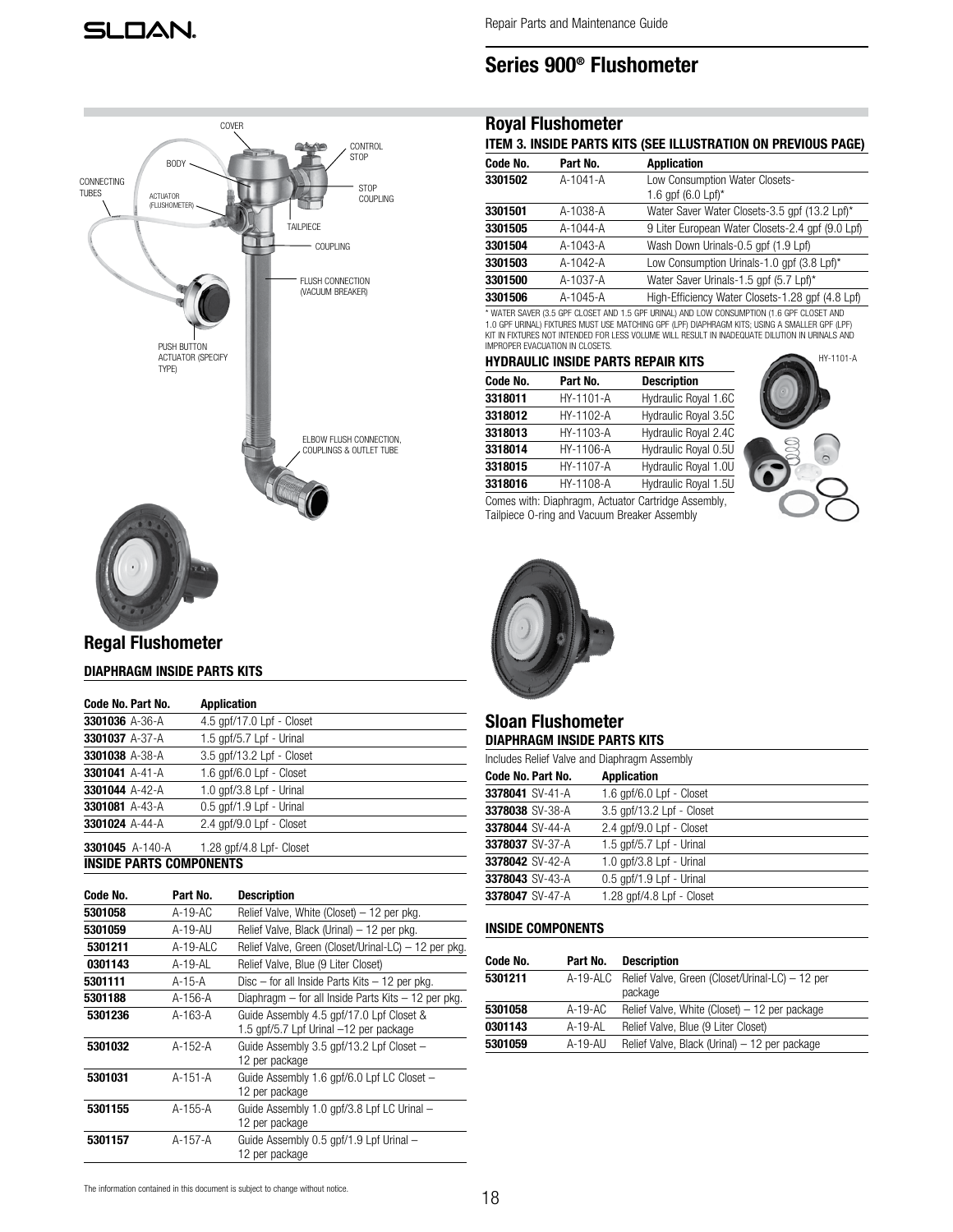# Series 900® Flushometer

COVER
CONTROL STOP
BODY
CONNECTING TUBES
ACTUATOR (FLUSHOMETER)
STOP COUPLING
TAILPIECE
COUPLING
FLUSH CONNECTION (VACUUM BREAKER)
PUSH BUTTON ACTUATOR (SPECIFY TYPE)
ELBOW FLUSH CONNECTION, COUPLINGS & OUTLET TUBE

## Regal Flushometer

### DIAPHRAGM INSIDE PARTS KITS

| Code No. | Part No. | Application |
|---|---|---|
| **3301036** | A-36-A | 4.5 gpf/17.0 Lpf - Closet |
| **3301037** | A-37-A | 1.5 gpf/5.7 Lpf - Urinal |
| **3301038** | A-38-A | 3.5 gpf/13.2 Lpf - Closet |
| **3301041** | A-41-A | 1.6 gpf/6.0 Lpf - Closet |
| **3301044** | A-42-A | 1.0 gpf/3.8 Lpf - Urinal |
| **3301081** | A-43-A | 0.5 gpf/1.9 Lpf - Urinal |
| **3301024** | A-44-A | 2.4 gpf/9.0 Lpf - Closet |
| **3301045** | A-140-A | 1.28 gpf/4.8 Lpf- Closet |

### INSIDE PARTS COMPONENTS

| Code No. | Part No. | Description |
|---|---|---|
| **5301058** | A-19-AC | Relief Valve, White (Closet) – 12 per pkg. |
| **5301059** | A-19-AU | Relief Valve, Black (Urinal) – 12 per pkg. |
| **5301211** | A-19-ALC | Relief Valve, Green (Closet/Urinal-LC) – 12 per pkg. |
| **0301143** | A-19-AL | Relief Valve, Blue (9 Liter Closet) |
| **5301111** | A-15-A | Disc – for all Inside Parts Kits – 12 per pkg. |
| **5301188** | A-156-A | Diaphragm – for all Inside Parts Kits – 12 per pkg. |
| **5301236** | A-163-A | Guide Assembly 4.5 gpf/17.0 Lpf Closet & 1.5 gpf/5.7 Lpf Urinal –12 per package |
| **5301032** | A-152-A | Guide Assembly 3.5 gpf/13.2 Lpf Closet – 12 per package |
| **5301031** | A-151-A | Guide Assembly 1.6 gpf/6.0 Lpf LC Closet – 12 per package |
| **5301155** | A-155-A | Guide Assembly 1.0 gpf/3.8 Lpf LC Urinal – 12 per package |
| **5301157** | A-157-A | Guide Assembly 0.5 gpf/1.9 Lpf Urinal – 12 per package |

## Royal Flushometer

### ITEM 3. INSIDE PARTS KITS (SEE ILLUSTRATION ON PREVIOUS PAGE)

| Code No. | Part No. | Application |
|---|---|---|
| **3301502** | A-1041-A | Low Consumption Water Closets- 1.6 gpf (6.0 Lpf)* |
| **3301501** | A-1038-A | Water Saver Water Closets-3.5 gpf (13.2 Lpf)* |
| **3301505** | A-1044-A | 9 Liter European Water Closets-2.4 gpf (9.0 Lpf) |
| **3301504** | A-1043-A | Wash Down Urinals-0.5 gpf (1.9 Lpf) |
| **3301503** | A-1042-A | Low Consumption Urinals-1.0 gpf (3.8 Lpf)* |
| **3301500** | A-1037-A | Water Saver Urinals-1.5 gpf (5.7 Lpf)* |
| **3301506** | A-1045-A | High-Efficiency Water Closets-1.28 gpf (4.8 Lpf) |

* WATER SAVER (3.5 GPF CLOSET AND 1.5 GPF URINAL) AND LOW CONSUMPTION (1.6 GPF CLOSET AND 1.0 GPF URINAL) FIXTURES MUST USE MATCHING GPF (LPF) DIAPHRAGM KITS; USING A SMALLER GPF (LPF) KIT IN FIXTURES NOT INTENDED FOR LESS VOLUME WILL RESULT IN INADEQUATE DILUTION IN URINALS AND IMPROPER EVACUATION IN CLOSETS.

### HYDRAULIC INSIDE PARTS REPAIR KITS

| Code No. | Part No. | Description |
|---|---|---|
| **3318011** | HY-1101-A | Hydraulic Royal 1.6C |
| **3318012** | HY-1102-A | Hydraulic Royal 3.5C |
| **3318013** | HY-1103-A | Hydraulic Royal 2.4C |
| **3318014** | HY-1106-A | Hydraulic Royal 0.5U |
| **3318015** | HY-1107-A | Hydraulic Royal 1.0U |
| **3318016** | HY-1108-A | Hydraulic Royal 1.5U |

HY-1101-A

Comes with: Diaphragm, Actuator Cartridge Assembly, Tailpiece O-ring and Vacuum Breaker Assembly

## Sloan Flushometer

### DIAPHRAGM INSIDE PARTS KITS

Includes Relief Valve and Diaphragm Assembly

| Code No. | Part No. | Application |
|---|---|---|
| **3378041** | SV-41-A | 1.6 gpf/6.0 Lpf - Closet |
| **3378038** | SV-38-A | 3.5 gpf/13.2 Lpf - Closet |
| **3378044** | SV-44-A | 2.4 gpf/9.0 Lpf - Closet |
| **3378037** | SV-37-A | 1.5 gpf/5.7 Lpf - Urinal |
| **3378042** | SV-42-A | 1.0 gpf/3.8 Lpf - Urinal |
| **3378043** | SV-43-A | 0.5 gpf/1.9 Lpf - Urinal |
| **3378047** | SV-47-A | 1.28 gpf/4.8 Lpf - Closet |

### INSIDE COMPONENTS

| Code No. | Part No. | Description |
|---|---|---|
| **5301211** | A-19-ALC | Relief Valve, Green (Closet/Urinal-LC) – 12 per package |
| **5301058** | A-19-AC | Relief Valve, White (Closet) – 12 per package |
| **0301143** | A-19-AL | Relief Valve, Blue (9 Liter Closet) |
| **5301059** | A-19-AU | Relief Valve, Black (Urinal) – 12 per package |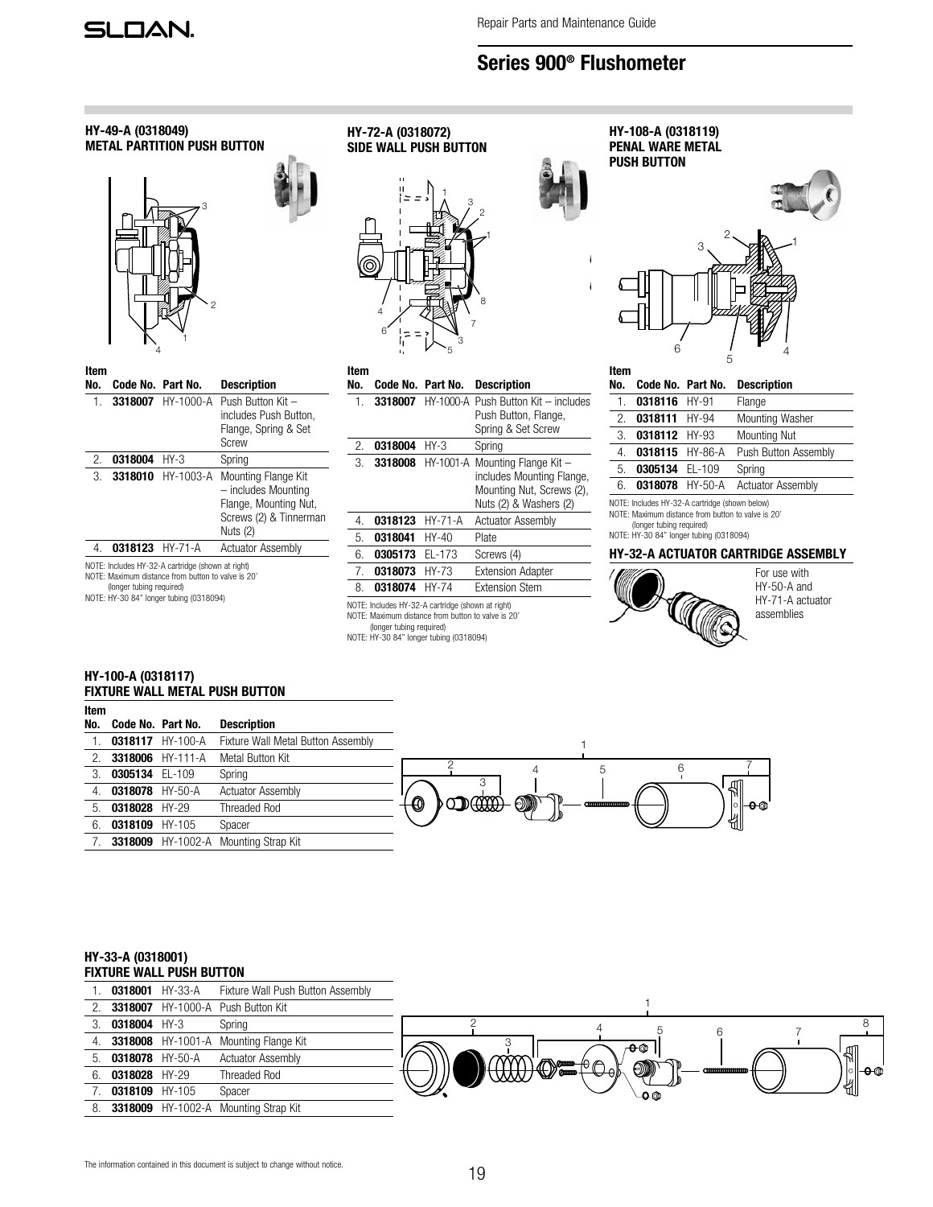## Series 900® Flushometer

### HY-49-A (0318049) METAL PARTITION PUSH BUTTON

| Item No. | Code No. | Part No. | Description |
|---|---|---|---|
| 1. | **3318007** | HY-1000-A | Push Button Kit – includes Push Button, Flange, Spring & Set Screw |
| 2. | **0318004** | HY-3 | Spring |
| 3. | **3318010** | HY-1003-A | Mounting Flange Kit – includes Mounting Flange, Mounting Nut, Screws (2) & Tinnerman Nuts (2) |
| 4. | **0318123** | HY-71-A | Actuator Assembly |

NOTE: Includes HY-32-A cartridge (shown at right)
NOTE: Maximum distance from button to valve is 20' (longer tubing required)
NOTE: HY-30 84" longer tubing (0318094)

### HY-72-A (0318072) SIDE WALL PUSH BUTTON

| Item No. | Code No. | Part No. | Description |
|---|---|---|---|
| 1. | **3318007** | HY-1000-A | Push Button Kit – includes Push Button, Flange, Spring & Set Screw |
| 2. | **0318004** | HY-3 | Spring |
| 3. | **3318008** | HY-1001-A | Mounting Flange Kit – includes Mounting Flange, Mounting Nut, Screws (2), Nuts (2) & Washers (2) |
| 4. | **0318123** | HY-71-A | Actuator Assembly |
| 5. | **0318041** | HY-40 | Plate |
| 6. | **0305173** | EL-173 | Screws (4) |
| 7. | **0318073** | HY-73 | Extension Adapter |
| 8. | **0318074** | HY-74 | Extension Stem |

NOTE: Includes HY-32-A cartridge (shown at right)
NOTE: Maximum distance from button to valve is 20' (longer tubing required)
NOTE: HY-30 84" longer tubing (0318094)

### HY-108-A (0318119) PENAL WARE METAL PUSH BUTTON

| Item No. | Code No. | Part No. | Description |
|---|---|---|---|
| 1. | **0318116** | HY-91 | Flange |
| 2. | **0318111** | HY-94 | Mounting Washer |
| 3. | **0318112** | HY-93 | Mounting Nut |
| 4. | **0318115** | HY-86-A | Push Button Assembly |
| 5. | **0305134** | EL-109 | Spring |
| 6. | **0318078** | HY-50-A | Actuator Assembly |

NOTE: Includes HY-32-A cartridge (shown below)
NOTE: Maximum distance from button to valve is 20' (longer tubing required)
NOTE: HY-30 84" longer tubing (0318094)

### HY-32-A ACTUATOR CARTRIDGE ASSEMBLY

For use with HY-50-A and HY-71-A actuator assemblies

### HY-100-A (0318117) FIXTURE WALL METAL PUSH BUTTON

| Item No. | Code No. | Part No. | Description |
|---|---|---|---|
| 1. | **0318117** | HY-100-A | Fixture Wall Metal Button Assembly |
| 2. | **3318006** | HY-111-A | Metal Button Kit |
| 3. | **0305134** | EL-109 | Spring |
| 4. | **0318078** | HY-50-A | Actuator Assembly |
| 5. | **0318028** | HY-29 | Threaded Rod |
| 6. | **0318109** | HY-105 | Spacer |
| 7. | **3318009** | HY-1002-A | Mounting Strap Kit |

### HY-33-A (0318001) FIXTURE WALL PUSH BUTTON

| Item No. | Code No. | Part No. | Description |
|---|---|---|---|
| 1. | **0318001** | HY-33-A | Fixture Wall Push Button Assembly |
| 2. | **3318007** | HY-1000-A | Push Button Kit |
| 3. | **0318004** | HY-3 | Spring |
| 4. | **3318008** | HY-1001-A | Mounting Flange Kit |
| 5. | **0318078** | HY-50-A | Actuator Assembly |
| 6. | **0318028** | HY-29 | Threaded Rod |
| 7. | **0318109** | HY-105 | Spacer |
| 8. | **3318009** | HY-1002-A | Mounting Strap Kit |

The information contained in this document is subject to change without notice.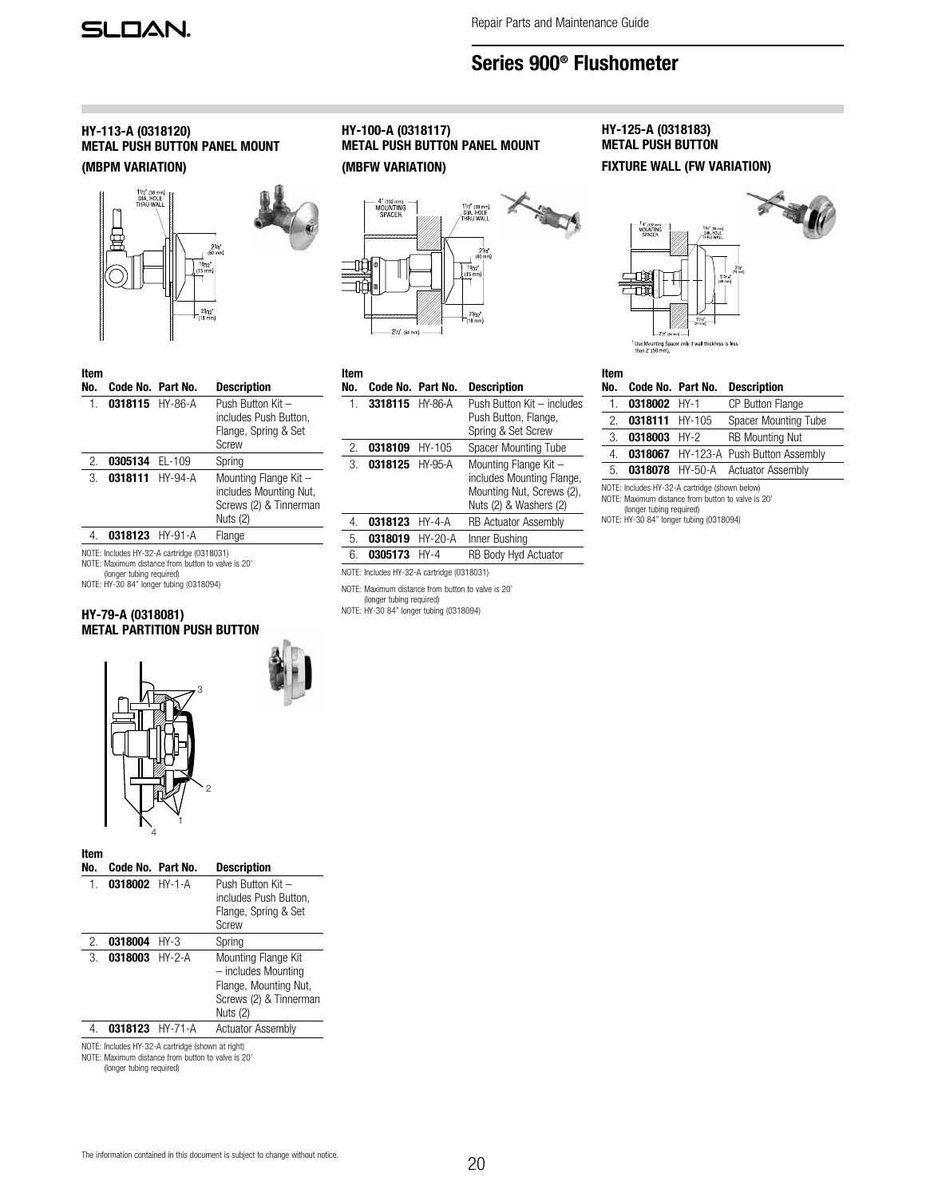# Series 900® Flushometer

Repair Parts and Maintenance Guide

## HY-113-A (0318120) METAL PUSH BUTTON PANEL MOUNT (MBPM VARIATION)

| Item No. | Code No. | Part No. | Description |
|---|---|---|---|
| 1. | **0318115** | HY-86-A | Push Button Kit – includes Push Button, Flange, Spring & Set Screw |
| 2. | **0305134** | EL-109 | Spring |
| 3. | **0318111** | HY-94-A | Mounting Flange Kit – includes Mounting Nut, Screws (2) & Tinnerman Nuts (2) |
| 4. | **0318123** | HY-91-A | Flange |

NOTE: Includes HY-32-A cartridge (0318031)
NOTE: Maximum distance from button to valve is 20' (longer tubing required)
NOTE: HY-30 84" longer tubing (0318094)

## HY-79-A (0318081) METAL PARTITION PUSH BUTTON

| Item No. | Code No. | Part No. | Description |
|---|---|---|---|
| 1. | **0318002** | HY-1-A | Push Button Kit – includes Push Button, Flange, Spring & Set Screw |
| 2. | **0318004** | HY-3 | Spring |
| 3. | **0318003** | HY-2-A | Mounting Flange Kit – includes Mounting Flange, Mounting Nut, Screws (2) & Tinnerman Nuts (2) |
| 4. | **0318123** | HY-71-A | Actuator Assembly |

NOTE: Includes HY-32-A cartridge (shown at right)
NOTE: Maximum distance from button to valve is 20' (longer tubing required)

## HY-100-A (0318117) METAL PUSH BUTTON PANEL MOUNT (MBFW VARIATION)

| Item No. | Code No. | Part No. | Description |
|---|---|---|---|
| 1. | **3318115** | HY-86-A | Push Button Kit – includes Push Button, Flange, Spring & Set Screw |
| 2. | **0318109** | HY-105 | Spacer Mounting Tube |
| 3. | **0318125** | HY-95-A | Mounting Flange Kit – includes Mounting Flange, Mounting Nut, Screws (2), Nuts (2) & Washers (2) |
| 4. | **0318123** | HY-4-A | RB Actuator Assembly |
| 5. | **0318019** | HY-20-A | Inner Bushing |
| 6. | **0305173** | HY-4 | RB Body Hyd Actuator |

NOTE: Includes HY-32-A cartridge (0318031)
NOTE: Maximum distance from button to valve is 20' (longer tubing required)
NOTE: HY-30 84" longer tubing (0318094)

## HY-125-A (0318183) METAL PUSH BUTTON FIXTURE WALL (FW VARIATION)

† Use Mounting Spacer only if wall thickness is less than 2" (50 mm).

| Item No. | Code No. | Part No. | Description |
|---|---|---|---|
| 1. | **0318002** | HY-1 | CP Button Flange |
| 2. | **0318111** | HY-105 | Spacer Mounting Tube |
| 3. | **0318003** | HY-2 | RB Mounting Nut |
| 4. | **0318067** | HY-123-A | Push Button Assembly |
| 5. | **0318078** | HY-50-A | Actuator Assembly |

NOTE: Includes HY-32-A cartridge (shown below)
NOTE: Maximum distance from button to valve is 20' (longer tubing required)
NOTE: HY-30 84" longer tubing (0318094)

The information contained in this document is subject to change without notice.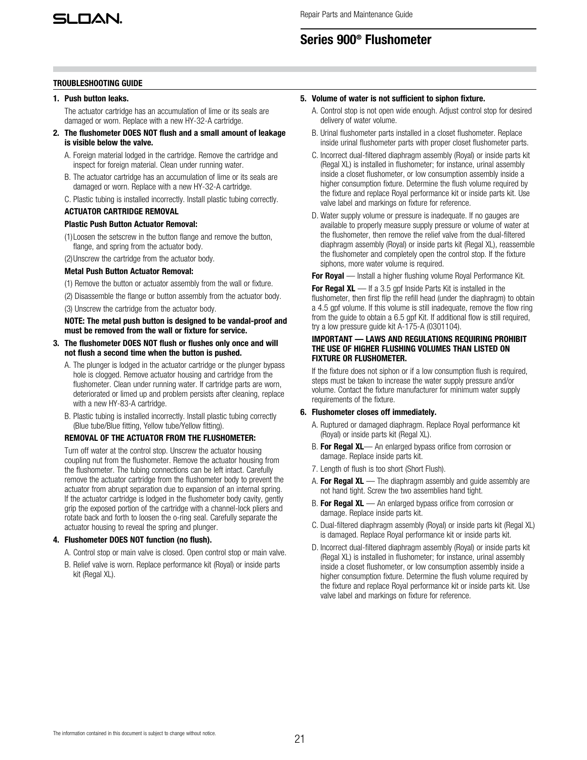## TROUBLESHOOTING GUIDE

**1. Push button leaks.**

The actuator cartridge has an accumulation of lime or its seals are damaged or worn. Replace with a new HY-32-A cartridge.

**2. The flushometer DOES NOT flush and a small amount of leakage is visible below the valve.**

A. Foreign material lodged in the cartridge. Remove the cartridge and inspect for foreign material. Clean under running water.

B. The actuator cartridge has an accumulation of lime or its seals are damaged or worn. Replace with a new HY-32-A cartridge.

C. Plastic tubing is installed incorrectly. Install plastic tubing correctly.

**ACTUATOR CARTRIDGE REMOVAL**

**Plastic Push Button Actuator Removal:**

(1) Loosen the setscrew in the button flange and remove the button, flange, and spring from the actuator body.

(2) Unscrew the cartridge from the actuator body.

**Metal Push Button Actuator Removal:**

(1) Remove the button or actuator assembly from the wall or fixture.

(2) Disassemble the flange or button assembly from the actuator body.

(3) Unscrew the cartridge from the actuator body.

**NOTE: The metal push button is designed to be vandal-proof and must be removed from the wall or fixture for service.**

**3. The flushometer DOES NOT flush or flushes only once and will not flush a second time when the button is pushed.**

A. The plunger is lodged in the actuator cartridge or the plunger bypass hole is clogged. Remove actuator housing and cartridge from the flushometer. Clean under running water. If cartridge parts are worn, deteriorated or limed up and problem persists after cleaning, replace with a new HY-83-A cartridge.

B. Plastic tubing is installed incorrectly. Install plastic tubing correctly (Blue tube/Blue fitting, Yellow tube/Yellow fitting).

**REMOVAL OF THE ACTUATOR FROM THE FLUSHOMETER:**

Turn off water at the control stop. Unscrew the actuator housing coupling nut from the flushometer. Remove the actuator housing from the flushometer. The tubing connections can be left intact. Carefully remove the actuator cartridge from the flushometer body to prevent the actuator from abrupt separation due to expansion of an internal spring. If the actuator cartridge is lodged in the flushometer body cavity, gently grip the exposed portion of the cartridge with a channel-lock pliers and rotate back and forth to loosen the o-ring seal. Carefully separate the actuator housing to reveal the spring and plunger.

**4. Flushometer DOES NOT function (no flush).**

A. Control stop or main valve is closed. Open control stop or main valve.

B. Relief valve is worn. Replace performance kit (Royal) or inside parts kit (Regal XL).

**5. Volume of water is not sufficient to siphon fixture.**

A. Control stop is not open wide enough. Adjust control stop for desired delivery of water volume.

B. Urinal flushometer parts installed in a closet flushometer. Replace inside urinal flushometer parts with proper closet flushometer parts.

C. Incorrect dual-filtered diaphragm assembly (Royal) or inside parts kit (Regal XL) is installed in flushometer; for instance, urinal assembly inside a closet flushometer, or low consumption assembly inside a higher consumption fixture. Determine the flush volume required by the fixture and replace Royal performance kit or inside parts kit. Use valve label and markings on fixture for reference.

D. Water supply volume or pressure is inadequate. If no gauges are available to properly measure supply pressure or volume of water at the flushometer, then remove the relief valve from the dual-filtered diaphragm assembly (Royal) or inside parts kit (Regal XL), reassemble the flushometer and completely open the control stop. If the fixture siphons, more water volume is required.

**For Royal** — Install a higher flushing volume Royal Performance Kit.

**For Regal XL** — If a 3.5 gpf Inside Parts Kit is installed in the flushometer, then first flip the refill head (under the diaphragm) to obtain a 4.5 gpf volume. If this volume is still inadequate, remove the flow ring from the guide to obtain a 6.5 gpf Kit. If additional flow is still required, try a low pressure guide kit A-175-A (0301104).

**IMPORTANT — LAWS AND REGULATIONS REQUIRING PROHIBIT THE USE OF HIGHER FLUSHING VOLUMES THAN LISTED ON FIXTURE OR FLUSHOMETER.**

If the fixture does not siphon or if a low consumption flush is required, steps must be taken to increase the water supply pressure and/or volume. Contact the fixture manufacturer for minimum water supply requirements of the fixture.

**6. Flushometer closes off immediately.**

A. Ruptured or damaged diaphragm. Replace Royal performance kit (Royal) or inside parts kit (Regal XL).

B. **For Regal XL**— An enlarged bypass orifice from corrosion or damage. Replace inside parts kit.

7. Length of flush is too short (Short Flush).

A. **For Regal XL** — The diaphragm assembly and guide assembly are not hand tight. Screw the two assemblies hand tight.

B. **For Regal XL** — An enlarged bypass orifice from corrosion or damage. Replace inside parts kit.

C. Dual-filtered diaphragm assembly (Royal) or inside parts kit (Regal XL) is damaged. Replace Royal performance kit or inside parts kit.

D. Incorrect dual-filtered diaphragm assembly (Royal) or inside parts kit (Regal XL) is installed in flushometer; for instance, urinal assembly inside a closet flushometer, or low consumption assembly inside a higher consumption fixture. Determine the flush volume required by the fixture and replace Royal performance kit or inside parts kit. Use valve label and markings on fixture for reference.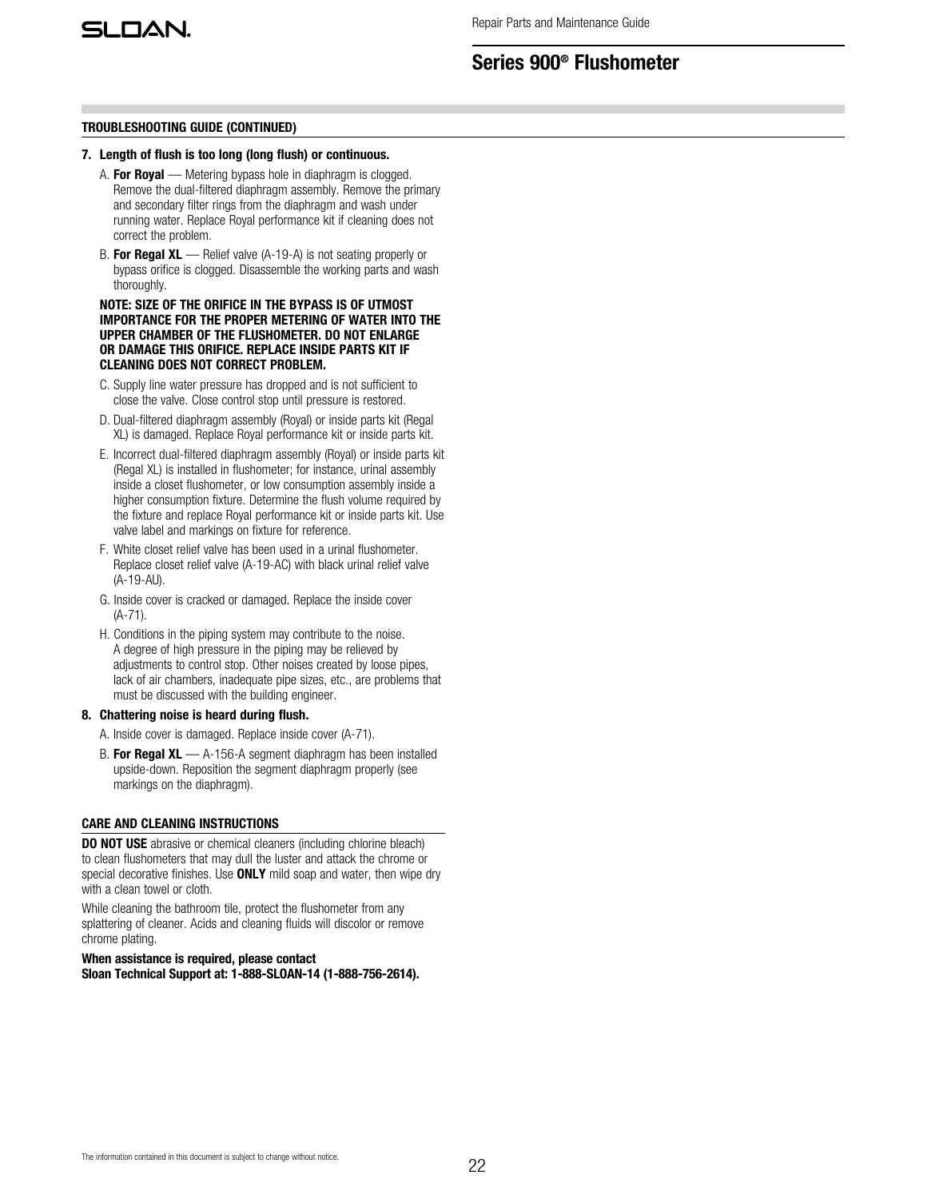## TROUBLESHOOTING GUIDE (CONTINUED)

**7. Length of flush is too long (long flush) or continuous.**

A. **For Royal** — Metering bypass hole in diaphragm is clogged. Remove the dual-filtered diaphragm assembly. Remove the primary and secondary filter rings from the diaphragm and wash under running water. Replace Royal performance kit if cleaning does not correct the problem.

B. **For Regal XL** — Relief valve (A-19-A) is not seating properly or bypass orifice is clogged. Disassemble the working parts and wash thoroughly.

**NOTE: SIZE OF THE ORIFICE IN THE BYPASS IS OF UTMOST IMPORTANCE FOR THE PROPER METERING OF WATER INTO THE UPPER CHAMBER OF THE FLUSHOMETER. DO NOT ENLARGE OR DAMAGE THIS ORIFICE. REPLACE INSIDE PARTS KIT IF CLEANING DOES NOT CORRECT PROBLEM.**

C. Supply line water pressure has dropped and is not sufficient to close the valve. Close control stop until pressure is restored.

D. Dual-filtered diaphragm assembly (Royal) or inside parts kit (Regal XL) is damaged. Replace Royal performance kit or inside parts kit.

E. Incorrect dual-filtered diaphragm assembly (Royal) or inside parts kit (Regal XL) is installed in flushometer; for instance, urinal assembly inside a closet flushometer, or low consumption assembly inside a higher consumption fixture. Determine the flush volume required by the fixture and replace Royal performance kit or inside parts kit. Use valve label and markings on fixture for reference.

F. White closet relief valve has been used in a urinal flushometer. Replace closet relief valve (A-19-AC) with black urinal relief valve (A-19-AU).

G. Inside cover is cracked or damaged. Replace the inside cover (A-71).

H. Conditions in the piping system may contribute to the noise. A degree of high pressure in the piping may be relieved by adjustments to control stop. Other noises created by loose pipes, lack of air chambers, inadequate pipe sizes, etc., are problems that must be discussed with the building engineer.

**8. Chattering noise is heard during flush.**

A. Inside cover is damaged. Replace inside cover (A-71).

B. **For Regal XL** — A-156-A segment diaphragm has been installed upside-down. Reposition the segment diaphragm properly (see markings on the diaphragm).

## CARE AND CLEANING INSTRUCTIONS

**DO NOT USE** abrasive or chemical cleaners (including chlorine bleach) to clean flushometers that may dull the luster and attack the chrome or special decorative finishes. Use **ONLY** mild soap and water, then wipe dry with a clean towel or cloth.

While cleaning the bathroom tile, protect the flushometer from any splattering of cleaner. Acids and cleaning fluids will discolor or remove chrome plating.

**When assistance is required, please contact Sloan Technical Support at: 1-888-SLOAN-14 (1-888-756-2614).**

The information contained in this document is subject to change without notice.